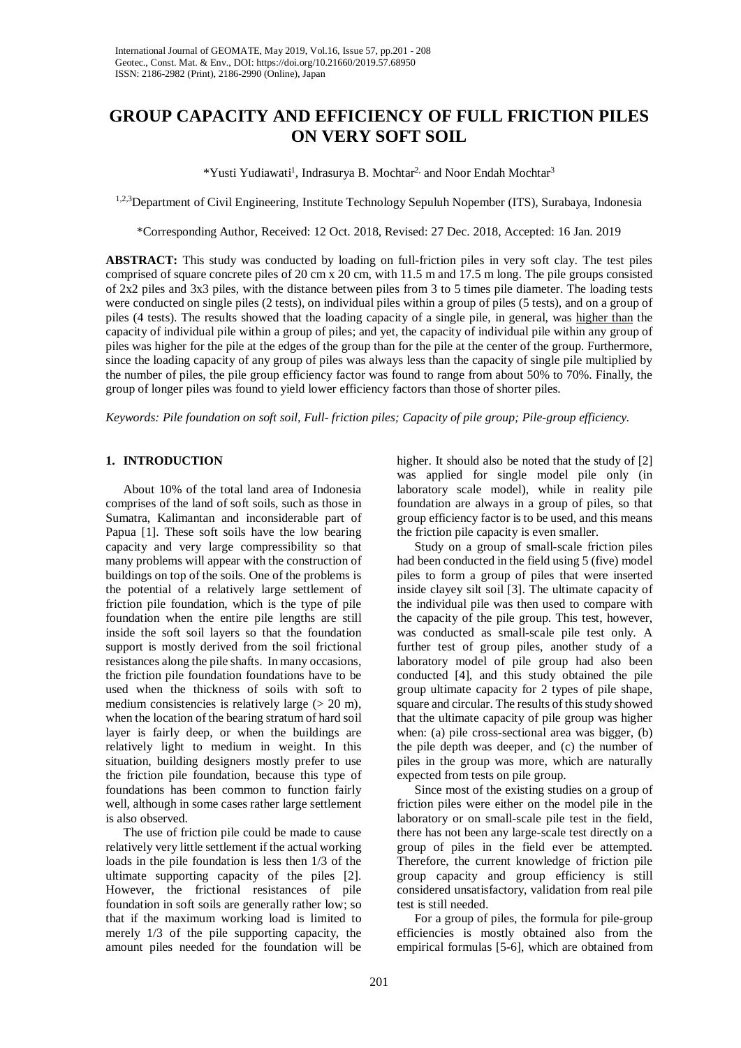# GROUP CAPACITY AND EFFICIENCY OF FULL FRICTION PILES ON VERY SOFT SOIL

*Yusti Yudiawati[1], Indrasurya B. Mochtar[2,] and Noor Endah Mochtar[3]

[1,2,3]Department of Civil Engineering, Institute Technology Sepuluh Nopember (ITS), Surabaya, Indonesia

*Corresponding Author, Received: 12 Oct. 2018, Revised: 27 Dec. 2018, Accepted: 16 Jan. 2019

**ABSTRACT:** This study was conducted by loading on full-friction piles in very soft clay. The test piles comprised of square concrete piles of 20 cm x 20 cm, with 11.5 m and 17.5 m long. The pile groups consisted of 2x2 piles and 3x3 piles, with the distance between piles from 3 to 5 times pile diameter. The loading tests were conducted on single piles (2 tests), on individual piles within a group of piles (5 tests), and on a group of piles (4 tests). The results showed that the loading capacity of a single pile, in general, was higher than the capacity of individual pile within a group of piles; and yet, the capacity of individual pile within any group of piles was higher for the pile at the edges of the group than for the pile at the center of the group. Furthermore, since the loading capacity of any group of piles was always less than the capacity of single pile multiplied by the number of piles, the pile group efficiency factor was found to range from about 50% to 70%. Finally, the group of longer piles was found to yield lower efficiency factors than those of shorter piles.

*Keywords: Pile foundation on soft soil, Full- friction piles; Capacity of pile group; Pile-group efficiency.*

## 1. INTRODUCTION

About 10% of the total land area of Indonesia comprises of the land of soft soils, such as those in Sumatra, Kalimantan and inconsiderable part of Papua [1]. These soft soils have the low bearing capacity and very large compressibility so that many problems will appear with the construction of buildings on top of the soils. One of the problems is the potential of a relatively large settlement of friction pile foundation, which is the type of pile foundation when the entire pile lengths are still inside the soft soil layers so that the foundation support is mostly derived from the soil frictional resistances along the pile shafts. In many occasions, the friction pile foundation foundations have to be used when the thickness of soils with soft to medium consistencies is relatively large (> 20 m), when the location of the bearing stratum of hard soil layer is fairly deep, or when the buildings are relatively light to medium in weight. In this situation, building designers mostly prefer to use the friction pile foundation, because this type of foundations has been common to function fairly well, although in some cases rather large settlement is also observed.

The use of friction pile could be made to cause relatively very little settlement if the actual working loads in the pile foundation is less then 1/3 of the ultimate supporting capacity of the piles [2]. However, the frictional resistances of pile foundation in soft soils are generally rather low; so that if the maximum working load is limited to merely 1/3 of the pile supporting capacity, the amount piles needed for the foundation will be higher. It should also be noted that the study of [2] was applied for single model pile only (in laboratory scale model), while in reality pile foundation are always in a group of piles, so that group efficiency factor is to be used, and this means the friction pile capacity is even smaller.

Study on a group of small-scale friction piles had been conducted in the field using 5 (five) model piles to form a group of piles that were inserted inside clayey silt soil [3]. The ultimate capacity of the individual pile was then used to compare with the capacity of the pile group. This test, however, was conducted as small-scale pile test only. A further test of group piles, another study of a laboratory model of pile group had also been conducted [4], and this study obtained the pile group ultimate capacity for 2 types of pile shape, square and circular. The results of this study showed that the ultimate capacity of pile group was higher when: (a) pile cross-sectional area was bigger, (b) the pile depth was deeper, and (c) the number of piles in the group was more, which are naturally expected from tests on pile group.

Since most of the existing studies on a group of friction piles were either on the model pile in the laboratory or on small-scale pile test in the field, there has not been any large-scale test directly on a group of piles in the field ever be attempted. Therefore, the current knowledge of friction pile group capacity and group efficiency is still considered unsatisfactory, validation from real pile test is still needed.

For a group of piles, the formula for pile-group efficiencies is mostly obtained also from the empirical formulas [5-6], which are obtained from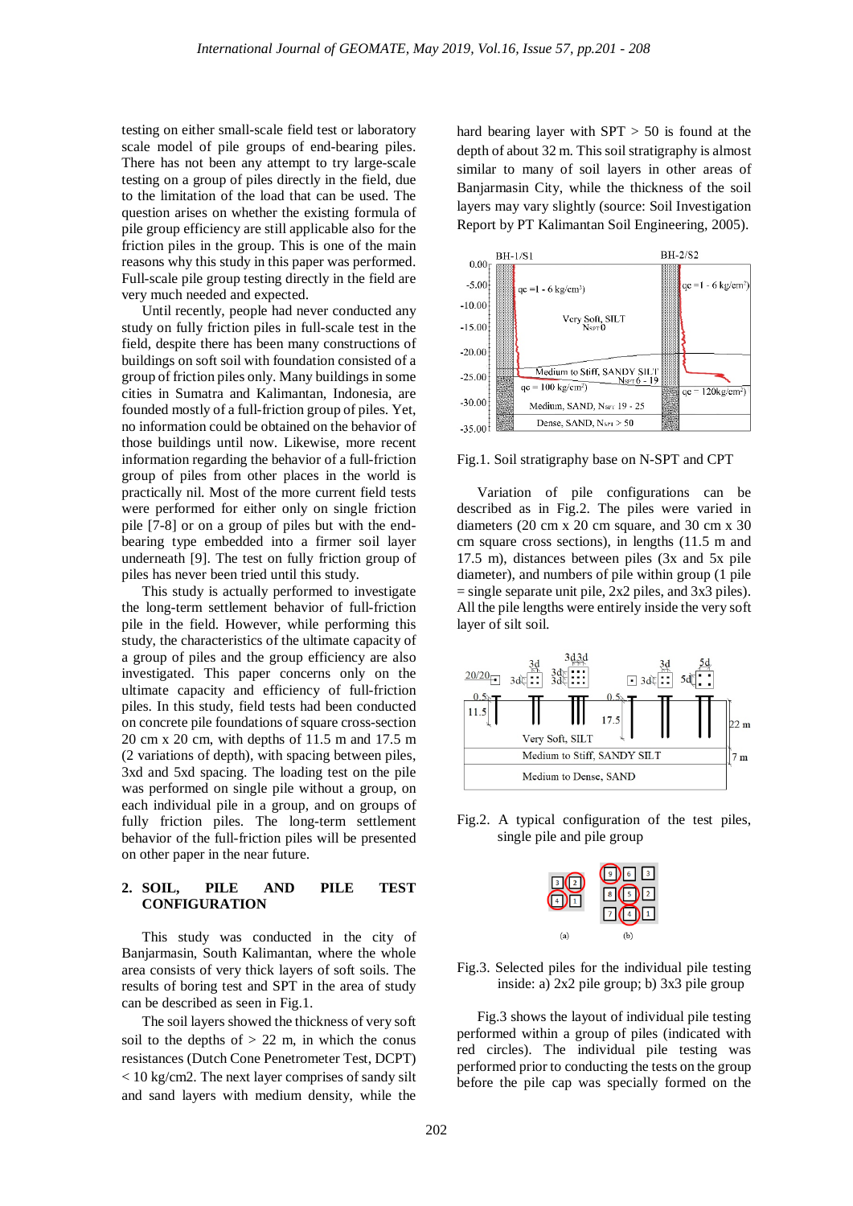testing on either small-scale field test or laboratory scale model of pile groups of end-bearing piles. There has not been any attempt to try large-scale testing on a group of piles directly in the field, due to the limitation of the load that can be used. The question arises on whether the existing formula of pile group efficiency are still applicable also for the friction piles in the group. This is one of the main reasons why this study in this paper was performed. Full-scale pile group testing directly in the field are very much needed and expected.

Until recently, people had never conducted any study on fully friction piles in full-scale test in the field, despite there has been many constructions of buildings on soft soil with foundation consisted of a group of friction piles only. Many buildings in some cities in Sumatra and Kalimantan, Indonesia, are founded mostly of a full-friction group of piles. Yet, no information could be obtained on the behavior of those buildings until now. Likewise, more recent information regarding the behavior of a full-friction group of piles from other places in the world is practically nil. Most of the more current field tests were performed for either only on single friction pile [7-8] or on a group of piles but with the end-bearing type embedded into a firmer soil layer underneath [9]. The test on fully friction group of piles has never been tried until this study.

This study is actually performed to investigate the long-term settlement behavior of full-friction pile in the field. However, while performing this study, the characteristics of the ultimate capacity of a group of piles and the group efficiency are also investigated. This paper concerns only on the ultimate capacity and efficiency of full-friction piles. In this study, field tests had been conducted on concrete pile foundations of square cross-section 20 cm x 20 cm, with depths of 11.5 m and 17.5 m (2 variations of depth), with spacing between piles, 3xd and 5xd spacing. The loading test on the pile was performed on single pile without a group, on each individual pile in a group, and on groups of fully friction piles. The long-term settlement behavior of the full-friction piles will be presented on other paper in the near future.

## 2. SOIL, PILE AND PILE TEST CONFIGURATION

This study was conducted in the city of Banjarmasin, South Kalimantan, where the whole area consists of very thick layers of soft soils. The results of boring test and SPT in the area of study can be described as seen in Fig.1.

The soil layers showed the thickness of very soft soil to the depths of > 22 m, in which the conus resistances (Dutch Cone Penetrometer Test, DCPT) < 10 kg/cm2. The next layer comprises of sandy silt and sand layers with medium density, while the hard bearing layer with SPT > 50 is found at the depth of about 32 m. This soil stratigraphy is almost similar to many of soil layers in other areas of Banjarmasin City, while the thickness of the soil layers may vary slightly (source: Soil Investigation Report by PT Kalimantan Soil Engineering, 2005).

Fig.1. Soil stratigraphy base on N-SPT and CPT

Variation of pile configurations can be described as in Fig.2. The piles were varied in diameters (20 cm x 20 cm square, and 30 cm x 30 cm square cross sections), in lengths (11.5 m and 17.5 m), distances between piles (3x and 5x pile diameter), and numbers of pile within group (1 pile = single separate unit pile, 2x2 piles, and 3x3 piles). All the pile lengths were entirely inside the very soft layer of silt soil.

Fig.2. A typical configuration of the test piles, single pile and pile group

Fig.3. Selected piles for the individual pile testing inside: a) 2x2 pile group; b) 3x3 pile group

Fig.3 shows the layout of individual pile testing performed within a group of piles (indicated with red circles). The individual pile testing was performed prior to conducting the tests on the group before the pile cap was specially formed on the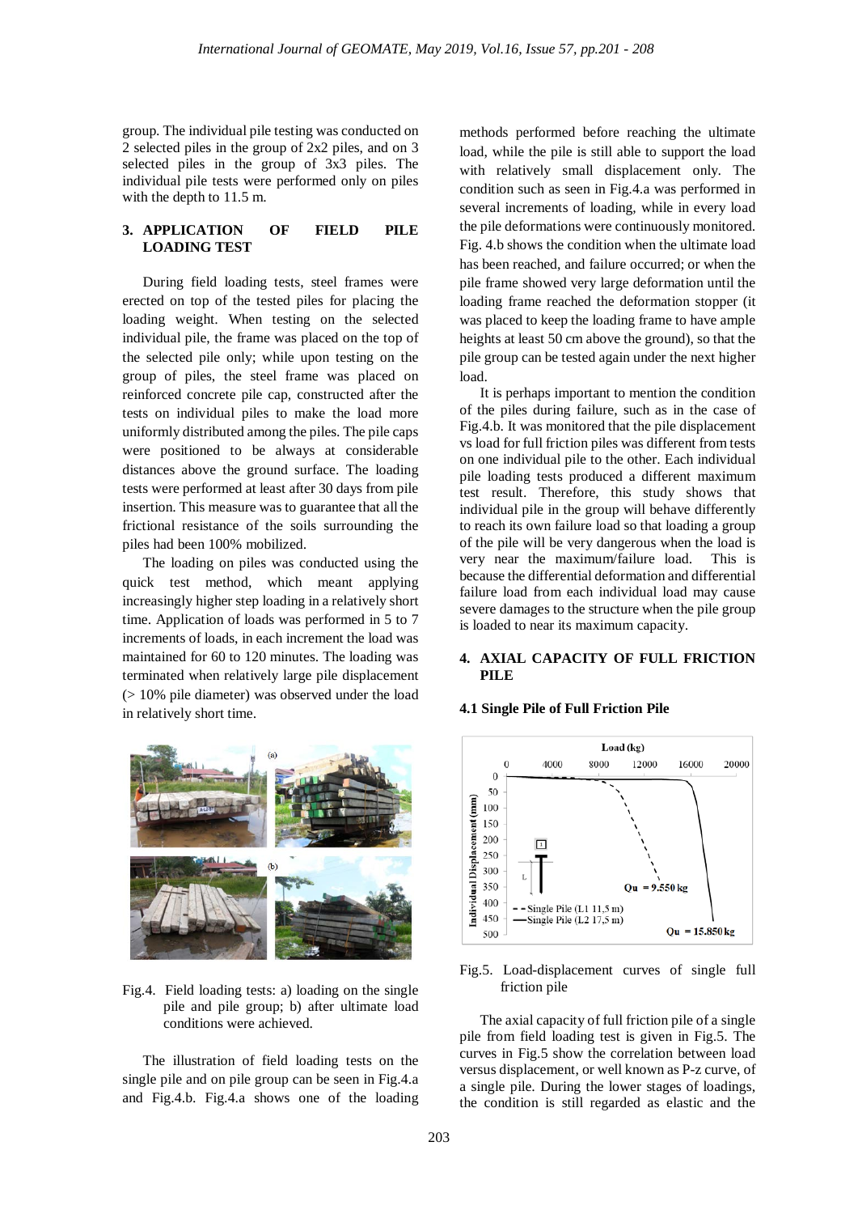group. The individual pile testing was conducted on 2 selected piles in the group of 2x2 piles, and on 3 selected piles in the group of 3x3 piles. The individual pile tests were performed only on piles with the depth to 11.5 m.

## 3. APPLICATION OF FIELD PILE LOADING TEST

During field loading tests, steel frames were erected on top of the tested piles for placing the loading weight. When testing on the selected individual pile, the frame was placed on the top of the selected pile only; while upon testing on the group of piles, the steel frame was placed on reinforced concrete pile cap, constructed after the tests on individual piles to make the load more uniformly distributed among the piles. The pile caps were positioned to be always at considerable distances above the ground surface. The loading tests were performed at least after 30 days from pile insertion. This measure was to guarantee that all the frictional resistance of the soils surrounding the piles had been 100% mobilized.

The loading on piles was conducted using the quick test method, which meant applying increasingly higher step loading in a relatively short time. Application of loads was performed in 5 to 7 increments of loads, in each increment the load was maintained for 60 to 120 minutes. The loading was terminated when relatively large pile displacement (> 10% pile diameter) was observed under the load in relatively short time.

Fig.4. Field loading tests: a) loading on the single pile and pile group; b) after ultimate load conditions were achieved.

The illustration of field loading tests on the single pile and on pile group can be seen in Fig.4.a and Fig.4.b. Fig.4.a shows one of the loading methods performed before reaching the ultimate load, while the pile is still able to support the load with relatively small displacement only. The condition such as seen in Fig.4.a was performed in several increments of loading, while in every load the pile deformations were continuously monitored. Fig. 4.b shows the condition when the ultimate load has been reached, and failure occurred; or when the pile frame showed very large deformation until the loading frame reached the deformation stopper (it was placed to keep the loading frame to have ample heights at least 50 cm above the ground), so that the pile group can be tested again under the next higher load.

It is perhaps important to mention the condition of the piles during failure, such as in the case of Fig.4.b. It was monitored that the pile displacement vs load for full friction piles was different from tests on one individual pile to the other. Each individual pile loading tests produced a different maximum test result. Therefore, this study shows that individual pile in the group will behave differently to reach its own failure load so that loading a group of the pile will be very dangerous when the load is very near the maximum/failure load. This is because the differential deformation and differential failure load from each individual load may cause severe damages to the structure when the pile group is loaded to near its maximum capacity.

## 4. AXIAL CAPACITY OF FULL FRICTION PILE

### 4.1 Single Pile of Full Friction Pile

Fig.5. Load-displacement curves of single full friction pile

The axial capacity of full friction pile of a single pile from field loading test is given in Fig.5. The curves in Fig.5 show the correlation between load versus displacement, or well known as P-z curve, of a single pile. During the lower stages of loadings, the condition is still regarded as elastic and the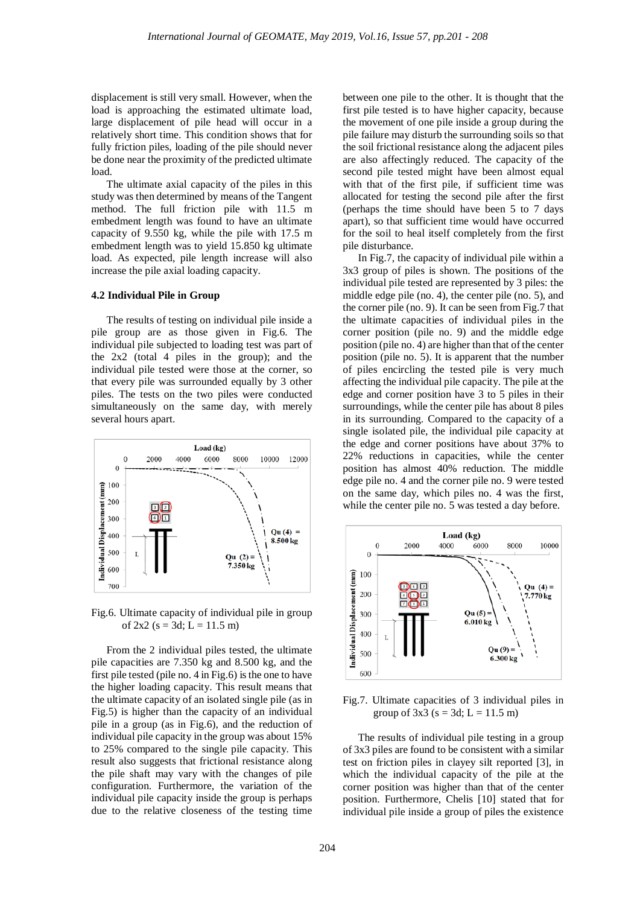displacement is still very small. However, when the load is approaching the estimated ultimate load, large displacement of pile head will occur in a relatively short time. This condition shows that for fully friction piles, loading of the pile should never be done near the proximity of the predicted ultimate load.

The ultimate axial capacity of the piles in this study was then determined by means of the Tangent method. The full friction pile with 11.5 m embedment length was found to have an ultimate capacity of 9.550 kg, while the pile with 17.5 m embedment length was to yield 15.850 kg ultimate load. As expected, pile length increase will also increase the pile axial loading capacity.

### 4.2 Individual Pile in Group

The results of testing on individual pile inside a pile group are as those given in Fig.6. The individual pile subjected to loading test was part of the 2x2 (total 4 piles in the group); and the individual pile tested were those at the corner, so that every pile was surrounded equally by 3 other piles. The tests on the two piles were conducted simultaneously on the same day, with merely several hours apart.

Fig.6. Ultimate capacity of individual pile in group of 2x2 (s = 3d; L = 11.5 m)

From the 2 individual piles tested, the ultimate pile capacities are 7.350 kg and 8.500 kg, and the first pile tested (pile no. 4 in Fig.6) is the one to have the higher loading capacity. This result means that the ultimate capacity of an isolated single pile (as in Fig.5) is higher than the capacity of an individual pile in a group (as in Fig.6), and the reduction of individual pile capacity in the group was about 15% to 25% compared to the single pile capacity. This result also suggests that frictional resistance along the pile shaft may vary with the changes of pile configuration. Furthermore, the variation of the individual pile capacity inside the group is perhaps due to the relative closeness of the testing time between one pile to the other. It is thought that the first pile tested is to have higher capacity, because the movement of one pile inside a group during the pile failure may disturb the surrounding soils so that the soil frictional resistance along the adjacent piles are also affectingly reduced. The capacity of the second pile tested might have been almost equal with that of the first pile, if sufficient time was allocated for testing the second pile after the first (perhaps the time should have been 5 to 7 days apart), so that sufficient time would have occurred for the soil to heal itself completely from the first pile disturbance.

In Fig.7, the capacity of individual pile within a 3x3 group of piles is shown. The positions of the individual pile tested are represented by 3 piles: the middle edge pile (no. 4), the center pile (no. 5), and the corner pile (no. 9). It can be seen from Fig.7 that the ultimate capacities of individual piles in the corner position (pile no. 9) and the middle edge position (pile no. 4) are higher than that of the center position (pile no. 5). It is apparent that the number of piles encircling the tested pile is very much affecting the individual pile capacity. The pile at the edge and corner position have 3 to 5 piles in their surroundings, while the center pile has about 8 piles in its surrounding. Compared to the capacity of a single isolated pile, the individual pile capacity at the edge and corner positions have about 37% to 22% reductions in capacities, while the center position has almost 40% reduction. The middle edge pile no. 4 and the corner pile no. 9 were tested on the same day, which piles no. 4 was the first, while the center pile no. 5 was tested a day before.

Fig.7. Ultimate capacities of 3 individual piles in group of 3x3 (s = 3d; L = 11.5 m)

The results of individual pile testing in a group of 3x3 piles are found to be consistent with a similar test on friction piles in clayey silt reported [3], in which the individual capacity of the pile at the corner position was higher than that of the center position. Furthermore, Chelis [10] stated that for individual pile inside a group of piles the existence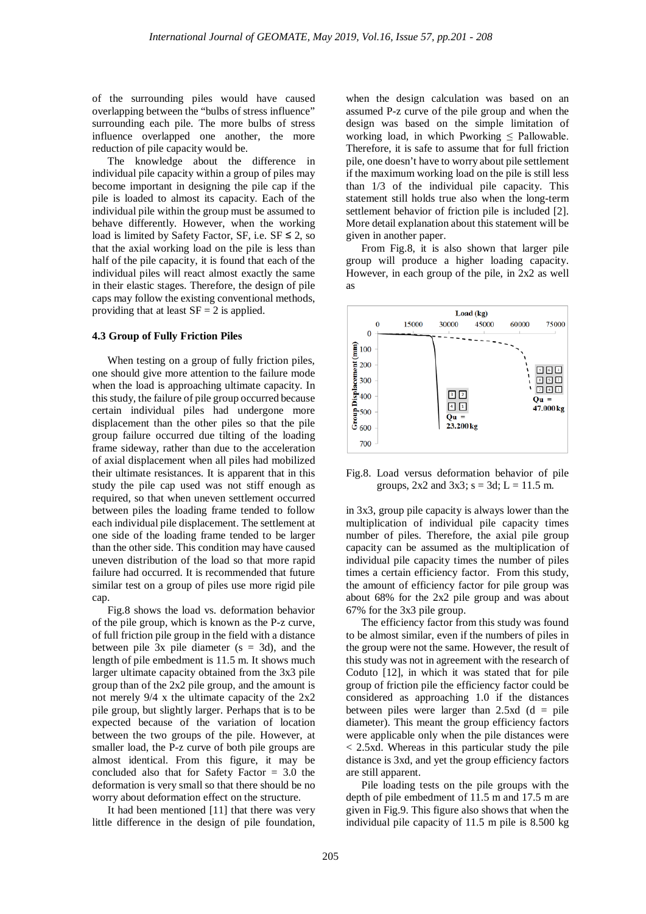of the surrounding piles would have caused overlapping between the "bulbs of stress influence" surrounding each pile. The more bulbs of stress influence overlapped one another, the more reduction of pile capacity would be.

The knowledge about the difference in individual pile capacity within a group of piles may become important in designing the pile cap if the pile is loaded to almost its capacity. Each of the individual pile within the group must be assumed to behave differently. However, when the working load is limited by Safety Factor, SF, i.e. SF $\leq$ 2, so that the axial working load on the pile is less than half of the pile capacity, it is found that each of the individual piles will react almost exactly the same in their elastic stages. Therefore, the design of pile caps may follow the existing conventional methods, providing that at least SF = 2 is applied.

### 4.3 Group of Fully Friction Piles

When testing on a group of fully friction piles, one should give more attention to the failure mode when the load is approaching ultimate capacity. In this study, the failure of pile group occurred because certain individual piles had undergone more displacement than the other piles so that the pile group failure occurred due tilting of the loading frame sideway, rather than due to the acceleration of axial displacement when all piles had mobilized their ultimate resistances. It is apparent that in this study the pile cap used was not stiff enough as required, so that when uneven settlement occurred between piles the loading frame tended to follow each individual pile displacement. The settlement at one side of the loading frame tended to be larger than the other side. This condition may have caused uneven distribution of the load so that more rapid failure had occurred. It is recommended that future similar test on a group of piles use more rigid pile cap.

Fig.8 shows the load vs. deformation behavior of the pile group, which is known as the P-z curve, of full friction pile group in the field with a distance between pile 3x pile diameter (s = 3d), and the length of pile embedment is 11.5 m. It shows much larger ultimate capacity obtained from the 3x3 pile group than of the 2x2 pile group, and the amount is not merely 9/4 x the ultimate capacity of the 2x2 pile group, but slightly larger. Perhaps that is to be expected because of the variation of location between the two groups of the pile. However, at smaller load, the P-z curve of both pile groups are almost identical. From this figure, it may be concluded also that for Safety Factor = 3.0 the deformation is very small so that there should be no worry about deformation effect on the structure.

It had been mentioned [11] that there was very little difference in the design of pile foundation, when the design calculation was based on an assumed P-z curve of the pile group and when the design was based on the simple limitation of working load, in which $P_{working} \leq P_{allowable}$. Therefore, it is safe to assume that for full friction pile, one doesn't have to worry about pile settlement if the maximum working load on the pile is still less than 1/3 of the individual pile capacity. This statement still holds true also when the long-term settlement behavior of friction pile is included [2]. More detail explanation about this statement will be given in another paper.

From Fig.8, it is also shown that larger pile group will produce a higher loading capacity. However, in each group of the pile, in 2x2 as well as in 3x3, group pile capacity is always lower than the multiplication of individual pile capacity times number of piles. Therefore, the axial pile group capacity can be assumed as the multiplication of individual pile capacity times the number of piles times a certain efficiency factor. From this study, the amount of efficiency factor for pile group was about 68% for the 2x2 pile group and was about 67% for the 3x3 pile group.

Fig.8. Load versus deformation behavior of pile groups, 2x2 and 3x3; s = 3d; L = 11.5 m.

The efficiency factor from this study was found to be almost similar, even if the numbers of piles in the group were not the same. However, the result of this study was not in agreement with the research of Coduto [12], in which it was stated that for pile group of friction pile the efficiency factor could be considered as approaching 1.0 if the distances between piles were larger than 2.5xd (d = pile diameter). This meant the group efficiency factors were applicable only when the pile distances were < 2.5xd. Whereas in this particular study the pile distance is 3xd, and yet the group efficiency factors are still apparent.

Pile loading tests on the pile groups with the depth of pile embedment of 11.5 m and 17.5 m are given in Fig.9. This figure also shows that when the individual pile capacity of 11.5 m pile is 8.500 kg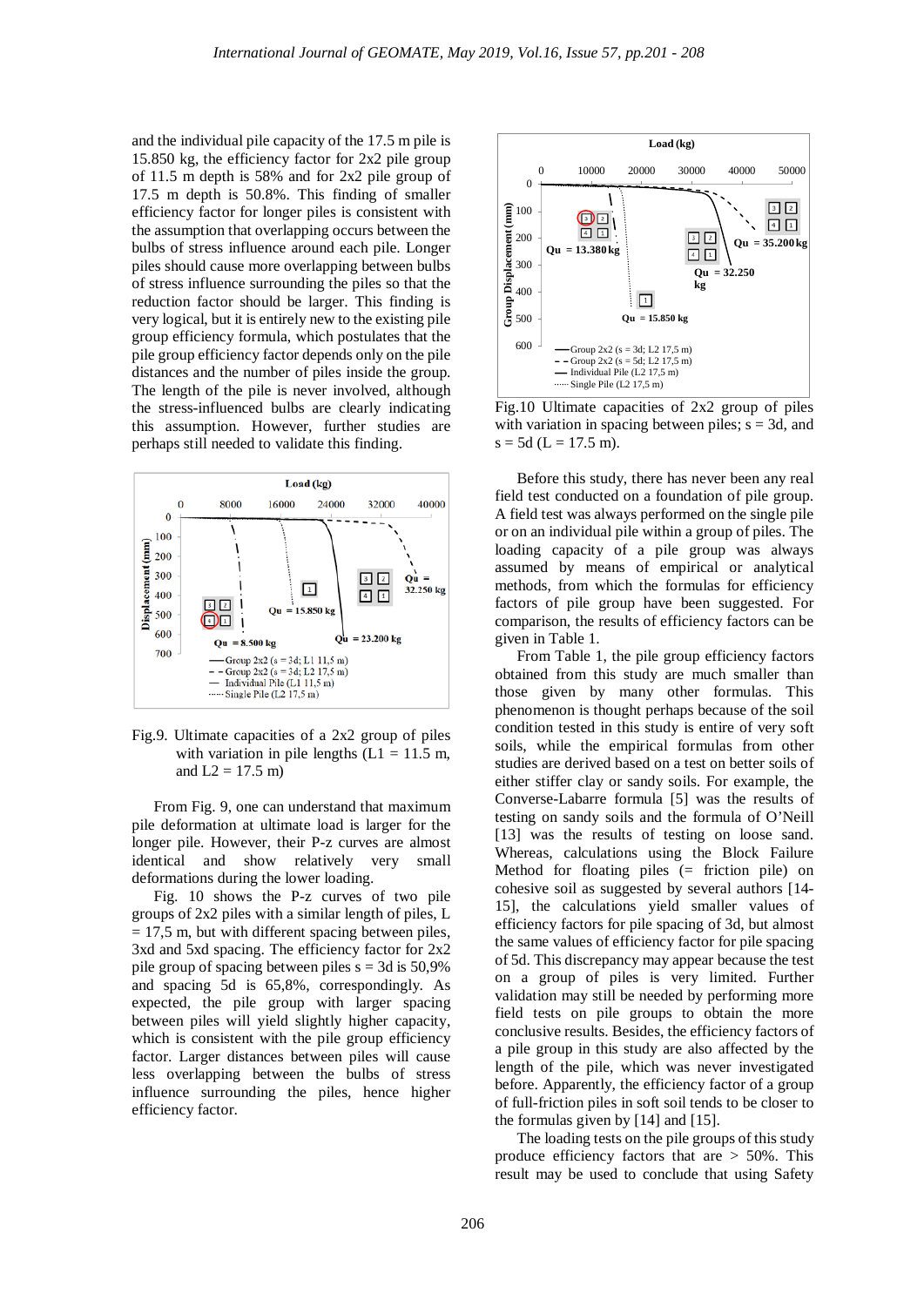and the individual pile capacity of the 17.5 m pile is 15.850 kg, the efficiency factor for 2x2 pile group of 11.5 m depth is 58% and for 2x2 pile group of 17.5 m depth is 50.8%. This finding of smaller efficiency factor for longer piles is consistent with the assumption that overlapping occurs between the bulbs of stress influence around each pile. Longer piles should cause more overlapping between bulbs of stress influence surrounding the piles so that the reduction factor should be larger. This finding is very logical, but it is entirely new to the existing pile group efficiency formula, which postulates that the pile group efficiency factor depends only on the pile distances and the number of piles inside the group. The length of the pile is never involved, although the stress-influenced bulbs are clearly indicating this assumption. However, further studies are perhaps still needed to validate this finding.

Fig.9. Ultimate capacities of a 2x2 group of piles with variation in pile lengths (L1 = 11.5 m, and L2 = 17.5 m)

From Fig. 9, one can understand that maximum pile deformation at ultimate load is larger for the longer pile. However, their P-z curves are almost identical and show relatively very small deformations during the lower loading.

Fig. 10 shows the P-z curves of two pile groups of 2x2 piles with a similar length of piles, L = 17,5 m, but with different spacing between piles, 3xd and 5xd spacing. The efficiency factor for 2x2 pile group of spacing between piles s = 3d is 50,9% and spacing 5d is 65,8%, correspondingly. As expected, the pile group with larger spacing between piles will yield slightly higher capacity, which is consistent with the pile group efficiency factor. Larger distances between piles will cause less overlapping between the bulbs of stress influence surrounding the piles, hence higher efficiency factor.

Fig.10 Ultimate capacities of 2x2 group of piles with variation in spacing between piles; s = 3d, and s = 5d (L = 17.5 m).

Before this study, there has never been any real field test conducted on a foundation of pile group. A field test was always performed on the single pile or on an individual pile within a group of piles. The loading capacity of a pile group was always assumed by means of empirical or analytical methods, from which the formulas for efficiency factors of pile group have been suggested. For comparison, the results of efficiency factors can be given in Table 1.

From Table 1, the pile group efficiency factors obtained from this study are much smaller than those given by many other formulas. This phenomenon is thought perhaps because of the soil condition tested in this study is entire of very soft soils, while the empirical formulas from other studies are derived based on a test on better soils of either stiffer clay or sandy soils. For example, the Converse-Labarre formula [5] was the results of testing on sandy soils and the formula of O'Neill [13] was the results of testing on loose sand. Whereas, calculations using the Block Failure Method for floating piles (= friction pile) on cohesive soil as suggested by several authors [14-15], the calculations yield smaller values of efficiency factors for pile spacing of 3d, but almost the same values of efficiency factor for pile spacing of 5d. This discrepancy may appear because the test on a group of piles is very limited. Further validation may still be needed by performing more field tests on pile groups to obtain the more conclusive results. Besides, the efficiency factors of a pile group in this study are also affected by the length of the pile, which was never investigated before. Apparently, the efficiency factor of a group of full-friction piles in soft soil tends to be closer to the formulas given by [14] and [15].

The loading tests on the pile groups of this study produce efficiency factors that are > 50%. This result may be used to conclude that using Safety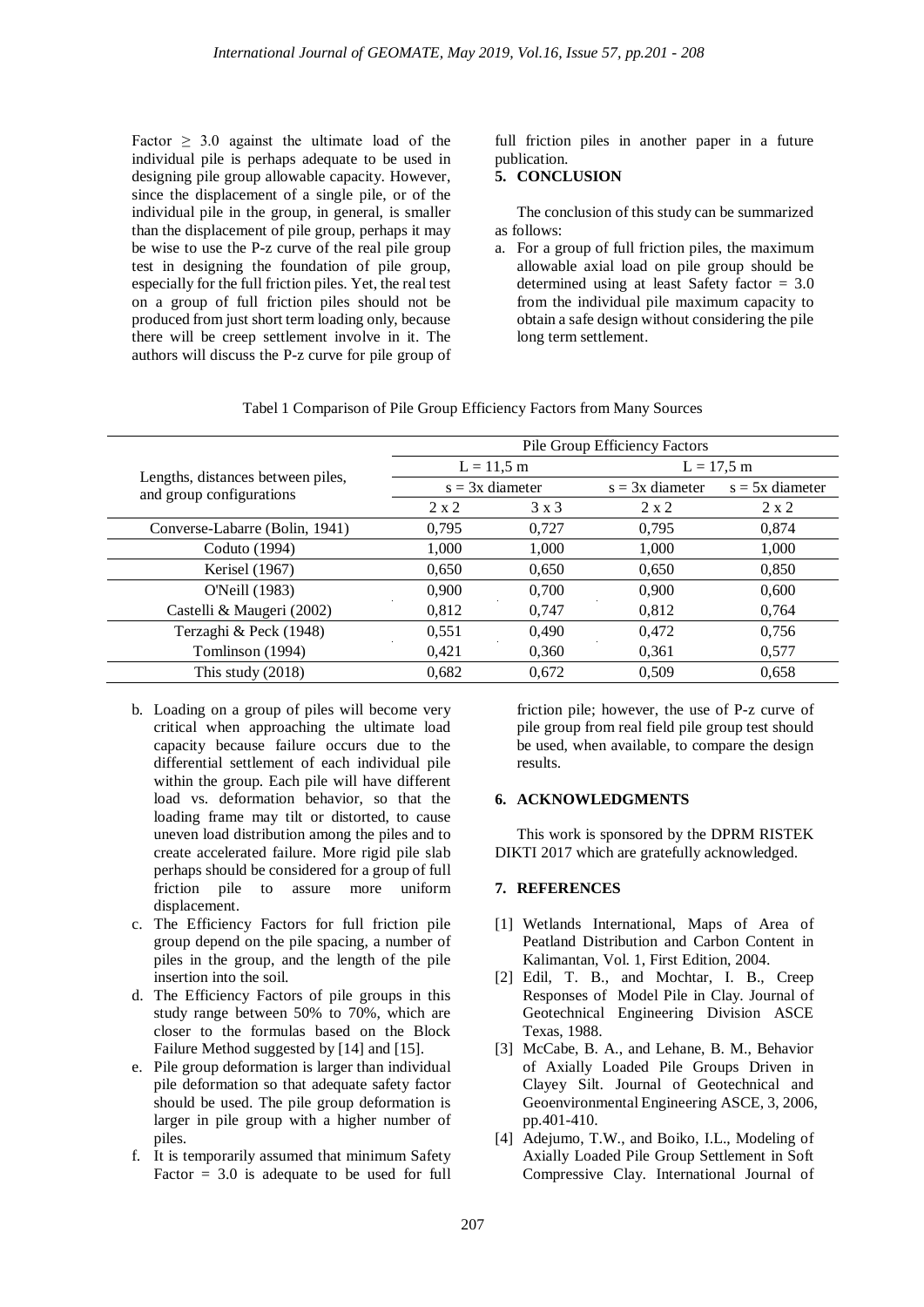Factor ≥ 3.0 against the ultimate load of the individual pile is perhaps adequate to be used in designing pile group allowable capacity. However, since the displacement of a single pile, or of the individual pile in the group, in general, is smaller than the displacement of pile group, perhaps it may be wise to use the P-z curve of the real pile group test in designing the foundation of pile group, especially for the full friction piles. Yet, the real test on a group of full friction piles should not be produced from just short term loading only, because there will be creep settlement involve in it. The authors will discuss the P-z curve for pile group of full friction piles in another paper in a future publication.

## 5. CONCLUSION

The conclusion of this study can be summarized as follows:

a. For a group of full friction piles, the maximum allowable axial load on pile group should be determined using at least Safety factor = 3.0 from the individual pile maximum capacity to obtain a safe design without considering the pile long term settlement.

Tabel 1 Comparison of Pile Group Efficiency Factors from Many Sources

| Lengths, distances between piles, and group configurations | Pile Group Efficiency Factors | | | |
|---|---|---|---|---|
| | L = 11,5 m | | L = 17,5 m | |
| | s = 3x diameter | | s = 3x diameter | s = 5x diameter |
| | 2 x 2 | 3 x 3 | 2 x 2 | 2 x 2 |
| Converse-Labarre (Bolin, 1941) | 0,795 | 0,727 | 0,795 | 0,874 |
| Coduto (1994) | 1,000 | 1,000 | 1,000 | 1,000 |
| Kerisel (1967) | 0,650 | 0,650 | 0,650 | 0,850 |
| O'Neill (1983) | 0,900 | 0,700 | 0,900 | 0,600 |
| Castelli & Maugeri (2002) | 0,812 | 0,747 | 0,812 | 0,764 |
| Terzaghi & Peck (1948) | 0,551 | 0,490 | 0,472 | 0,756 |
| Tomlinson (1994) | 0,421 | 0,360 | 0,361 | 0,577 |
| This study (2018) | 0,682 | 0,672 | 0,509 | 0,658 |

b. Loading on a group of piles will become very critical when approaching the ultimate load capacity because failure occurs due to the differential settlement of each individual pile within the group. Each pile will have different load vs. deformation behavior, so that the loading frame may tilt or distorted, to cause uneven load distribution among the piles and to create accelerated failure. More rigid pile slab perhaps should be considered for a group of full friction pile to assure more uniform displacement.
c. The Efficiency Factors for full friction pile group depend on the pile spacing, a number of piles in the group, and the length of the pile insertion into the soil.
d. The Efficiency Factors of pile groups in this study range between 50% to 70%, which are closer to the formulas based on the Block Failure Method suggested by [14] and [15].
e. Pile group deformation is larger than individual pile deformation so that adequate safety factor should be used. The pile group deformation is larger in pile group with a higher number of piles.
f. It is temporarily assumed that minimum Safety Factor = 3.0 is adequate to be used for full friction pile; however, the use of P-z curve of pile group from real field pile group test should be used, when available, to compare the design results.

## 6. ACKNOWLEDGMENTS

This work is sponsored by the DPRM RISTEK DIKTI 2017 which are gratefully acknowledged.

## 7. REFERENCES

[1] Wetlands International, Maps of Area of Peatland Distribution and Carbon Content in Kalimantan, Vol. 1, First Edition, 2004.

[2] Edil, T. B., and Mochtar, I. B., Creep Responses of Model Pile in Clay. Journal of Geotechnical Engineering Division ASCE Texas, 1988.

[3] McCabe, B. A., and Lehane, B. M., Behavior of Axially Loaded Pile Groups Driven in Clayey Silt. Journal of Geotechnical and Geoenvironmental Engineering ASCE, 3, 2006, pp.401-410.

[4] Adejumo, T.W., and Boiko, I.L., Modeling of Axially Loaded Pile Group Settlement in Soft Compressive Clay. International Journal of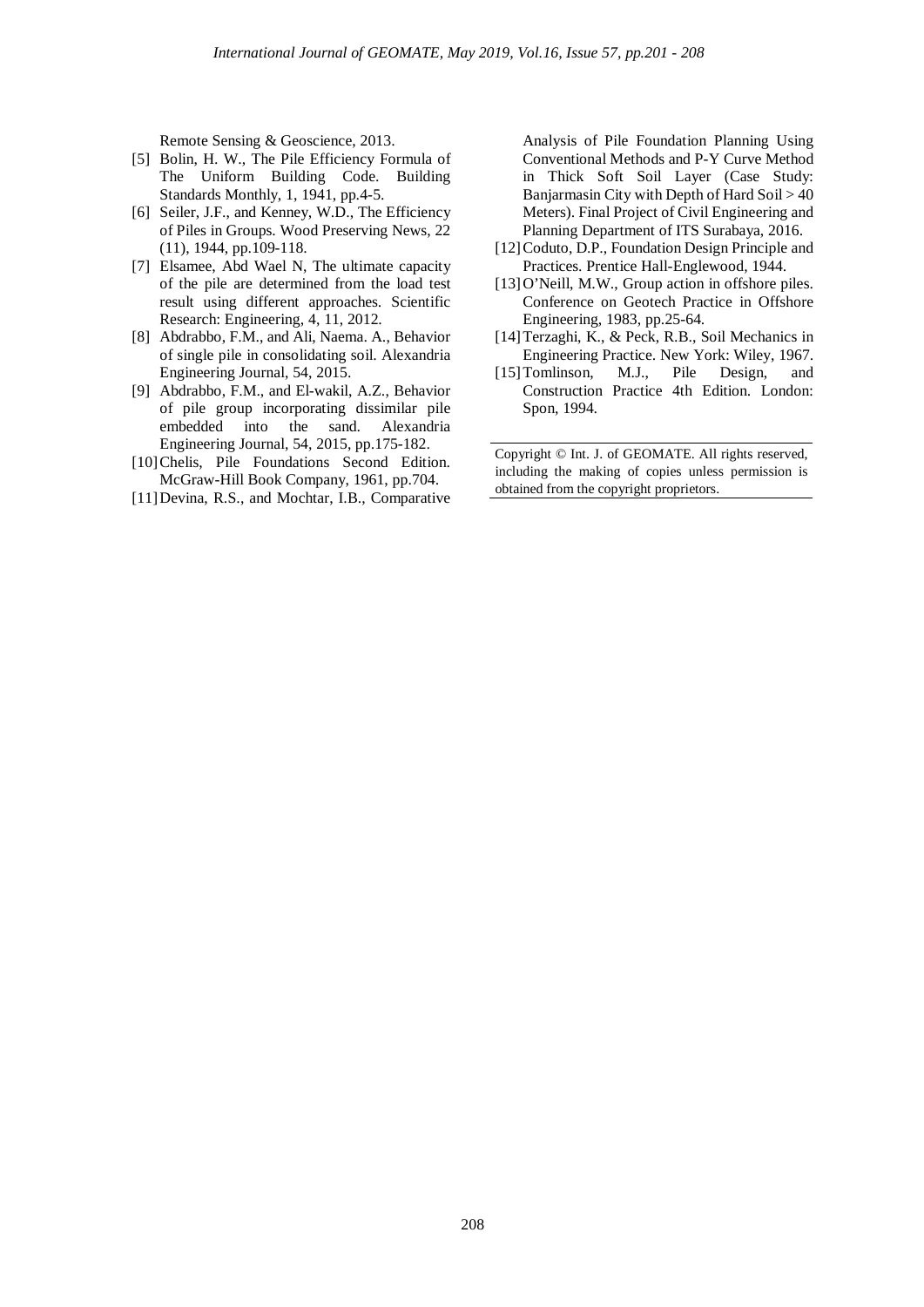Remote Sensing & Geoscience, 2013.

[5] Bolin, H. W., The Pile Efficiency Formula of The Uniform Building Code. Building Standards Monthly, 1, 1941, pp.4-5.

[6] Seiler, J.F., and Kenney, W.D., The Efficiency of Piles in Groups. Wood Preserving News, 22 (11), 1944, pp.109-118.

[7] Elsamee, Abd Wael N, The ultimate capacity of the pile are determined from the load test result using different approaches. Scientific Research: Engineering, 4, 11, 2012.

[8] Abdrabbo, F.M., and Ali, Naema. A., Behavior of single pile in consolidating soil. Alexandria Engineering Journal, 54, 2015.

[9] Abdrabbo, F.M., and El-wakil, A.Z., Behavior of pile group incorporating dissimilar pile embedded into the sand. Alexandria Engineering Journal, 54, 2015, pp.175-182.

[10] Chelis, Pile Foundations Second Edition. McGraw-Hill Book Company, 1961, pp.704.

[11] Devina, R.S., and Mochtar, I.B., Comparative Analysis of Pile Foundation Planning Using Conventional Methods and P-Y Curve Method in Thick Soft Soil Layer (Case Study: Banjarmasin City with Depth of Hard Soil > 40 Meters). Final Project of Civil Engineering and Planning Department of ITS Surabaya, 2016.

[12] Coduto, D.P., Foundation Design Principle and Practices. Prentice Hall-Englewood, 1944.

[13] O'Neill, M.W., Group action in offshore piles. Conference on Geotech Practice in Offshore Engineering, 1983, pp.25-64.

[14] Terzaghi, K., & Peck, R.B., Soil Mechanics in Engineering Practice. New York: Wiley, 1967.

[15] Tomlinson, M.J., Pile Design, and Construction Practice 4th Edition. London: Spon, 1994.

Copyright © Int. J. of GEOMATE. All rights reserved, including the making of copies unless permission is obtained from the copyright proprietors.